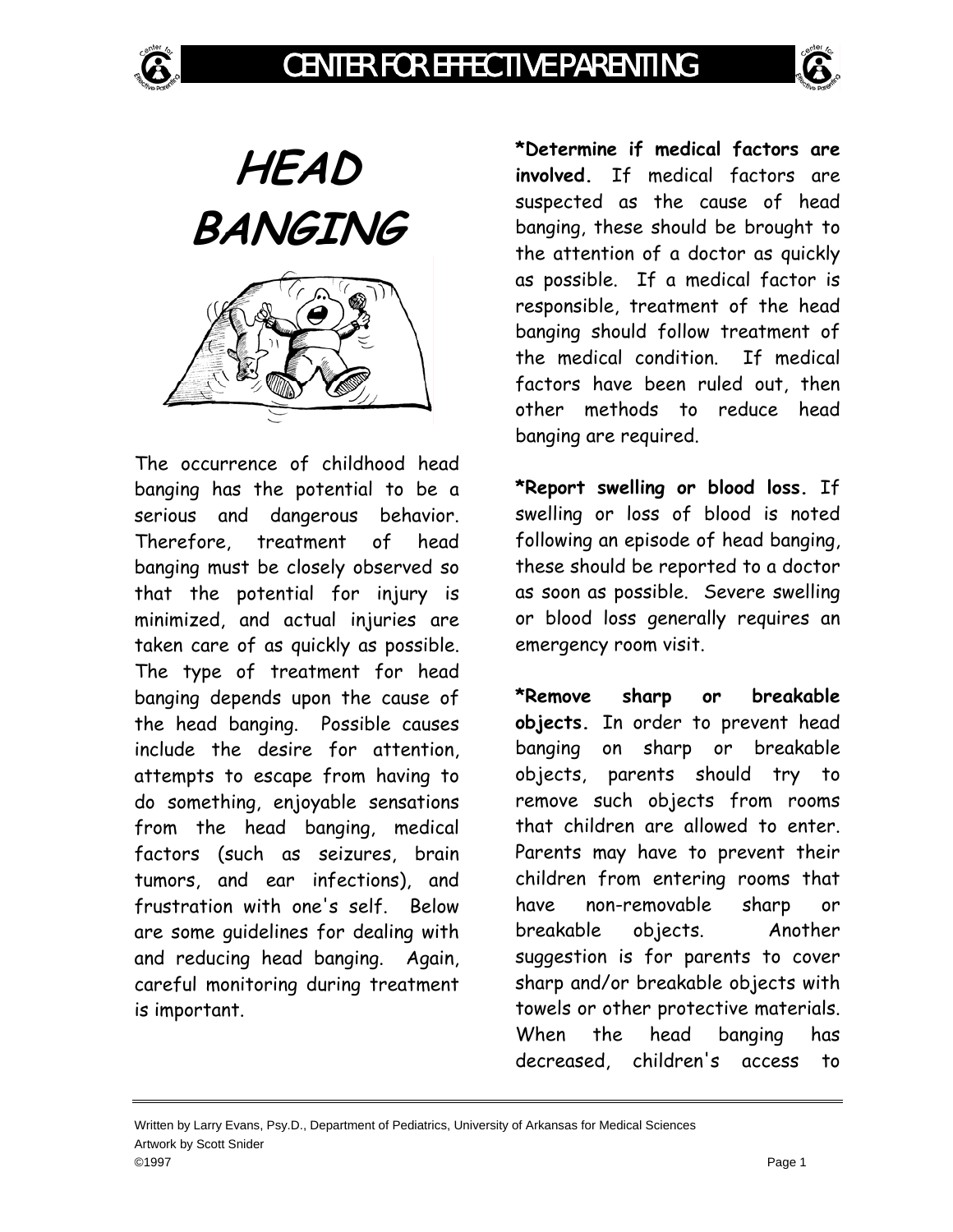# HEAD BANGING

The occurrence of childhood head banging has the potential to be a serious and dangerous behavior. Therefore, treatment of head banging must be closely observed so that the potential for injury is minimized, and actual injuries are taken care of as quickly as possible. The type of treatment for head banging depends upon the cause of the head banging. Possible causes include the desire for attention, attempts to escape from having to do something, enjoyable sensations from the head banging, medical factors (such as seizures, brain tumors, and ear infections), and frustration with one's self. Below are some guidelines for dealing with and reducing head banging. Again, careful monitoring during treatment is important.

***Determine if medical factors are involved.** If medical factors are suspected as the cause of head banging, these should be brought to the attention of a doctor as quickly as possible. If a medical factor is responsible, treatment of the head banging should follow treatment of the medical condition. If medical factors have been ruled out, then other methods to reduce head banging are required.

***Report swelling or blood loss.** If swelling or loss of blood is noted following an episode of head banging, these should be reported to a doctor as soon as possible. Severe swelling or blood loss generally requires an emergency room visit.

***Remove sharp or breakable objects.** In order to prevent head banging on sharp or breakable objects, parents should try to remove such objects from rooms that children are allowed to enter. Parents may have to prevent their children from entering rooms that have non-removable sharp or breakable objects. Another suggestion is for parents to cover sharp and/or breakable objects with towels or other protective materials. When the head banging has decreased, children's access to

Written by Larry Evans, Psy.D., Department of Pediatrics, University of Arkansas for Medical Sciences
Artwork by Scott Snider
©1997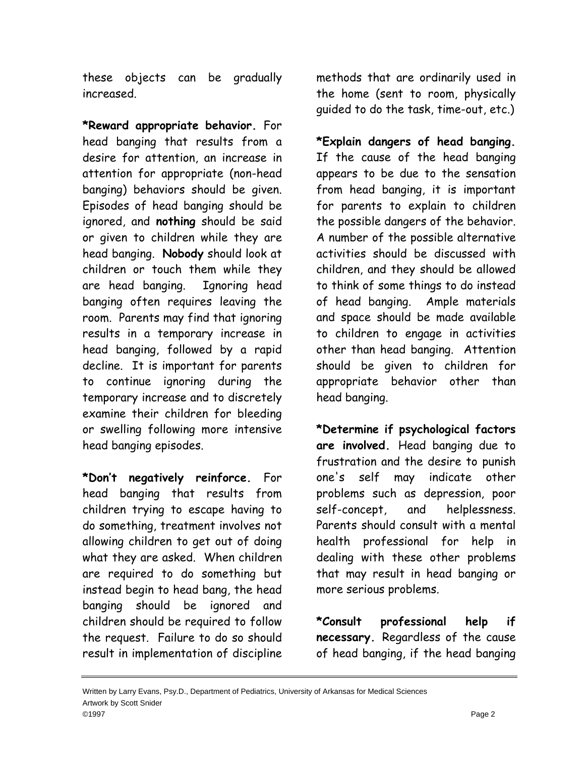these objects can be gradually increased.

**\*Reward appropriate behavior.** For head banging that results from a desire for attention, an increase in attention for appropriate (non-head banging) behaviors should be given. Episodes of head banging should be ignored, and **nothing** should be said or given to children while they are head banging. **Nobody** should look at children or touch them while they are head banging. Ignoring head banging often requires leaving the room. Parents may find that ignoring results in a temporary increase in head banging, followed by a rapid decline. It is important for parents to continue ignoring during the temporary increase and to discretely examine their children for bleeding or swelling following more intensive head banging episodes.

**\*Don't negatively reinforce.** For head banging that results from children trying to escape having to do something, treatment involves not allowing children to get out of doing what they are asked. When children are required to do something but instead begin to head bang, the head banging should be ignored and children should be required to follow the request. Failure to do so should result in implementation of discipline methods that are ordinarily used in the home (sent to room, physically guided to do the task, time-out, etc.)

**\*Explain dangers of head banging.** If the cause of the head banging appears to be due to the sensation from head banging, it is important for parents to explain to children the possible dangers of the behavior. A number of the possible alternative activities should be discussed with children, and they should be allowed to think of some things to do instead of head banging. Ample materials and space should be made available to children to engage in activities other than head banging. Attention should be given to children for appropriate behavior other than head banging.

**\*Determine if psychological factors are involved.** Head banging due to frustration and the desire to punish one's self may indicate other problems such as depression, poor self-concept, and helplessness. Parents should consult with a mental health professional for help in dealing with these other problems that may result in head banging or more serious problems.

**\*Consult professional help if necessary.** Regardless of the cause of head banging, if the head banging

Written by Larry Evans, Psy.D., Department of Pediatrics, University of Arkansas for Medical Sciences
Artwork by Scott Snider
©1997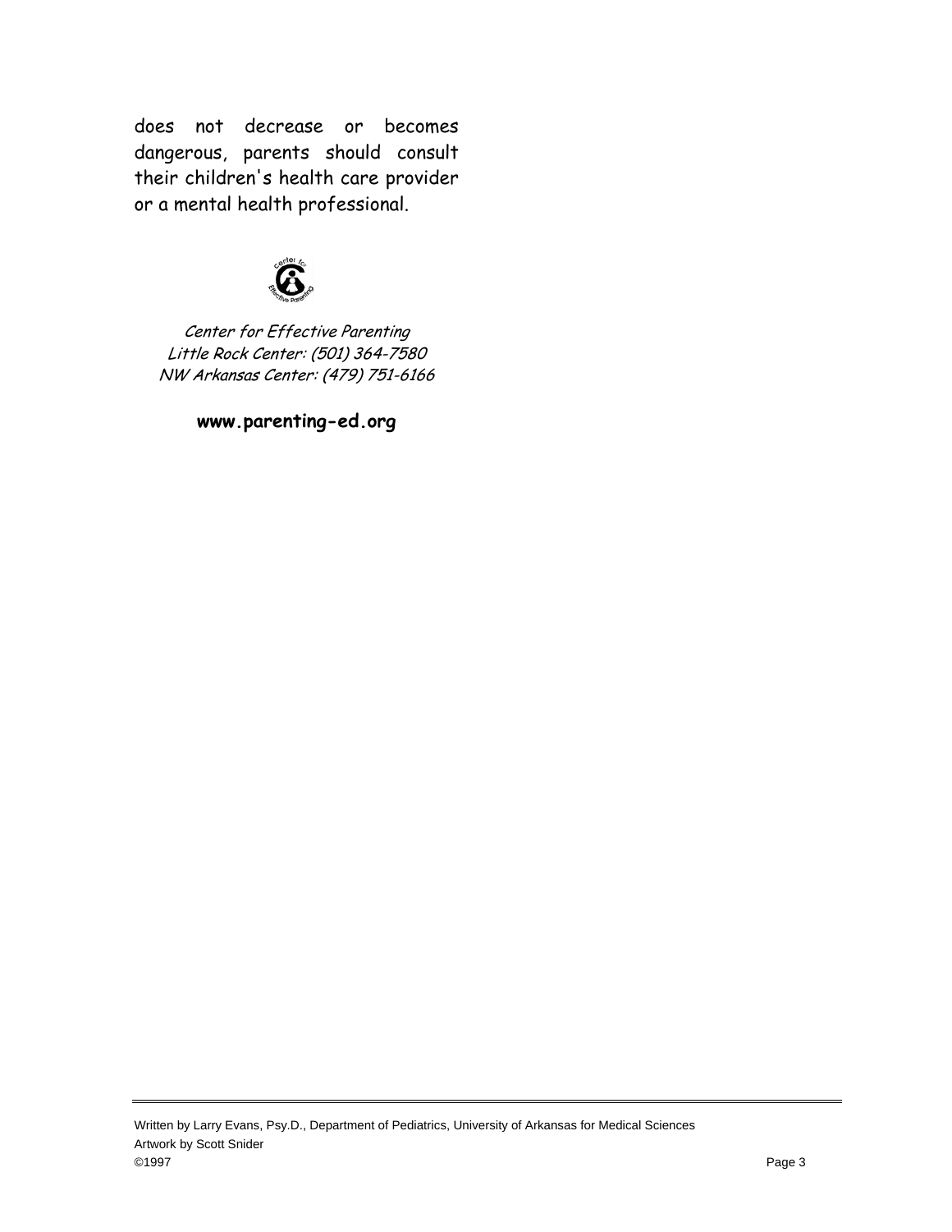does not decrease or becomes dangerous, parents should consult their children's health care provider or a mental health professional.

*Center for Effective Parenting*
*Little Rock Center: (501) 364-7580*
*NW Arkansas Center: (479) 751-6166*

**www.parenting-ed.org**

Written by Larry Evans, Psy.D., Department of Pediatrics, University of Arkansas for Medical Sciences
Artwork by Scott Snider
©1997